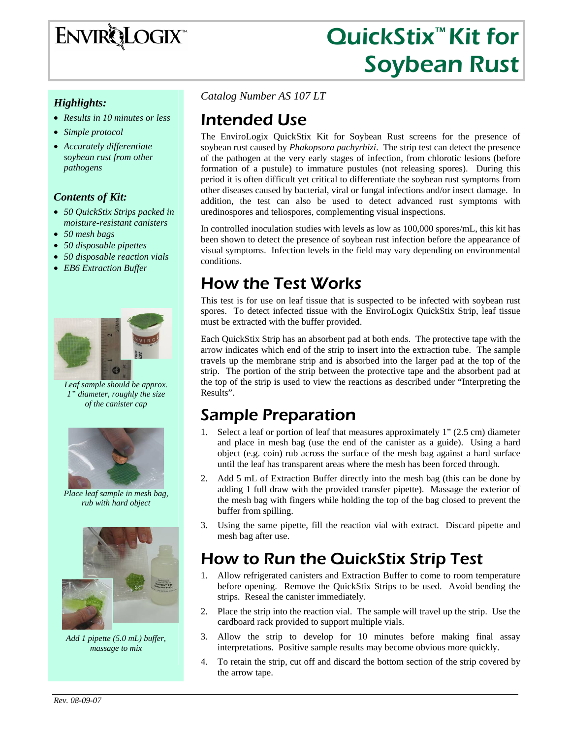# ENVIROLOGIX™

# QuickStix™ Kit for Soybean Rust

### *Highlights:*

- *Results in 10 minutes or less*
- *Simple protocol*
- *Accurately differentiate soybean rust from other pathogens*

### *Contents of Kit:*

- *50 QuickStix Strips packed in moisture-resistant canisters*
- *50 mesh bags*
- *50 disposable pipettes*
- *50 disposable reaction vials*
- *EB6 Extraction Buffer*

*Leaf sample should be approx. 1" diameter, roughly the size of the canister cap*

*Place leaf sample in mesh bag, rub with hard object*

*Add 1 pipette (5.0 mL) buffer, massage to mix*

*Catalog Number AS 107 LT*

## Intended Use

The EnviroLogix QuickStix Kit for Soybean Rust screens for the presence of soybean rust caused by *Phakopsora pachyrhizi*. The strip test can detect the presence of the pathogen at the very early stages of infection, from chlorotic lesions (before formation of a pustule) to immature pustules (not releasing spores). During this period it is often difficult yet critical to differentiate the soybean rust symptoms from other diseases caused by bacterial, viral or fungal infections and/or insect damage. In addition, the test can also be used to detect advanced rust symptoms with urediospores and teliospores, complementing visual inspections.

In controlled inoculation studies with levels as low as 100,000 spores/mL, this kit has been shown to detect the presence of soybean rust infection before the appearance of visual symptoms. Infection levels in the field may vary depending on environmental conditions.

## How the Test Works

This test is for use on leaf tissue that is suspected to be infected with soybean rust spores. To detect infected tissue with the EnviroLogix QuickStix Strip, leaf tissue must be extracted with the buffer provided.

Each QuickStix Strip has an absorbent pad at both ends. The protective tape with the arrow indicates which end of the strip to insert into the extraction tube. The sample travels up the membrane strip and is absorbed into the larger pad at the top of the strip. The portion of the strip between the protective tape and the absorbent pad at the top of the strip is used to view the reactions as described under "Interpreting the Results".

## Sample Preparation

1. Select a leaf or portion of leaf that measures approximately 1" (2.5 cm) diameter and place in mesh bag (use the end of the canister as a guide). Using a hard object (e.g. coin) rub across the surface of the mesh bag against a hard surface until the leaf has transparent areas where the mesh has been forced through.
2. Add 5 mL of Extraction Buffer directly into the mesh bag (this can be done by adding 1 full draw with the provided transfer pipette). Massage the exterior of the mesh bag with fingers while holding the top of the bag closed to prevent the buffer from spilling.
3. Using the same pipette, fill the reaction vial with extract. Discard pipette and mesh bag after use.

## How to Run the QuickStix Strip Test

1. Allow refrigerated canisters and Extraction Buffer to come to room temperature before opening. Remove the QuickStix Strips to be used. Avoid bending the strips. Reseal the canister immediately.
2. Place the strip into the reaction vial. The sample will travel up the strip. Use the cardboard rack provided to support multiple vials.
3. Allow the strip to develop for 10 minutes before making final assay interpretations. Positive sample results may become obvious more quickly.
4. To retain the strip, cut off and discard the bottom section of the strip covered by the arrow tape.

*Rev. 08-09-07*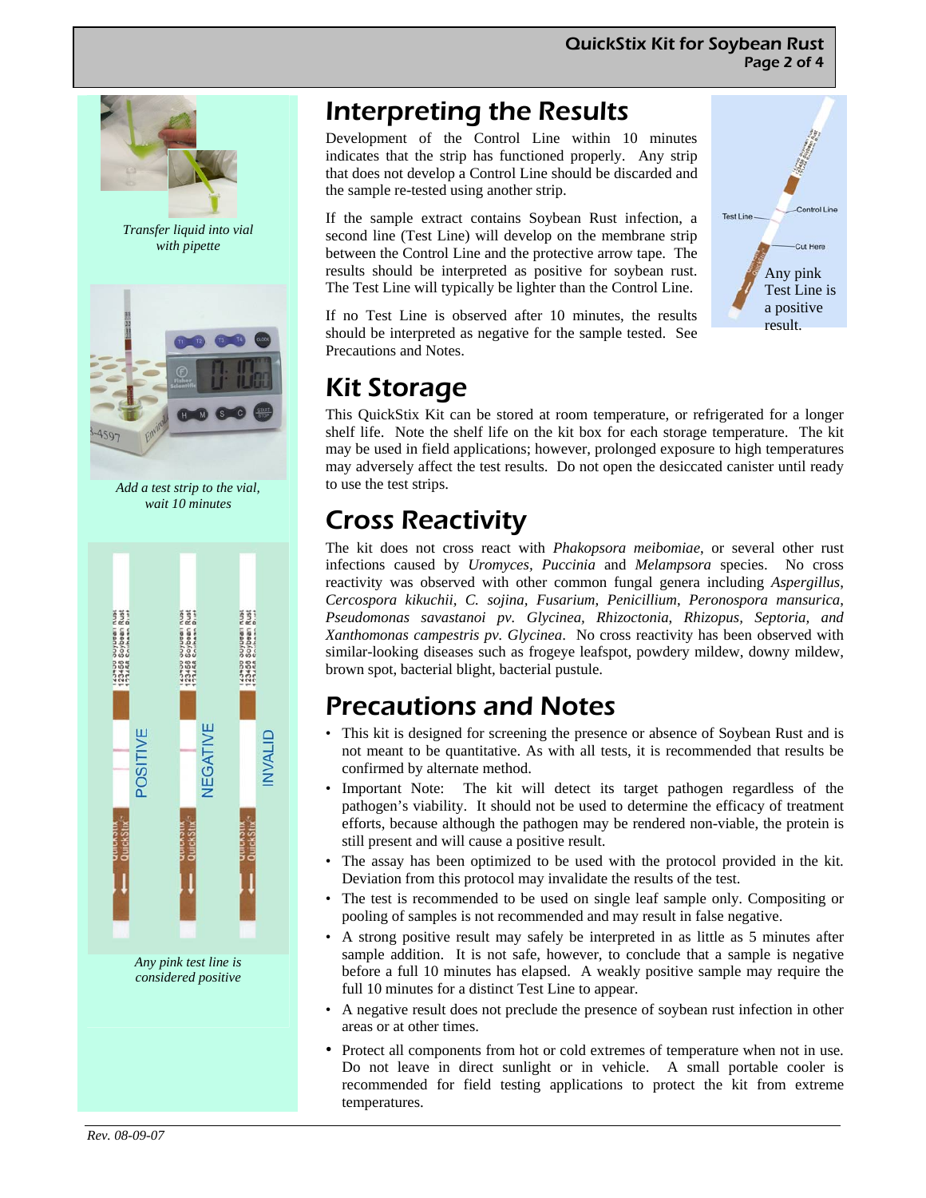Transfer liquid into vial with pipette

Add a test strip to the vial, wait 10 minutes

Any pink test line is considered positive

## Interpreting the Results

Development of the Control Line within 10 minutes indicates that the strip has functioned properly. Any strip that does not develop a Control Line should be discarded and the sample re-tested using another strip.

If the sample extract contains Soybean Rust infection, a second line (Test Line) will develop on the membrane strip between the Control Line and the protective arrow tape. The results should be interpreted as positive for soybean rust. The Test Line will typically be lighter than the Control Line.

If no Test Line is observed after 10 minutes, the results should be interpreted as negative for the sample tested. See Precautions and Notes.

Any pink Test Line is a positive result.

## Kit Storage

This QuickStix Kit can be stored at room temperature, or refrigerated for a longer shelf life. Note the shelf life on the kit box for each storage temperature. The kit may be used in field applications; however, prolonged exposure to high temperatures may adversely affect the test results. Do not open the desiccated canister until ready to use the test strips.

## Cross Reactivity

The kit does not cross react with *Phakopsora meibomiae*, or several other rust infections caused by *Uromyces, Puccinia* and *Melampsora* species. No cross reactivity was observed with other common fungal genera including *Aspergillus, Cercospora kikuchii, C. sojina, Fusarium, Penicillium, Peronospora mansurica, Pseudomonas savastanoi pv. Glycinea, Rhizoctonia, Rhizopus, Septoria, and Xanthomonas campestris pv. Glycinea*. No cross reactivity has been observed with similar-looking diseases such as frogeye leafspot, powdery mildew, downy mildew, brown spot, bacterial blight, bacterial pustule.

## Precautions and Notes

- This kit is designed for screening the presence or absence of Soybean Rust and is not meant to be quantitative. As with all tests, it is recommended that results be confirmed by alternate method.
- Important Note: The kit will detect its target pathogen regardless of the pathogen's viability. It should not be used to determine the efficacy of treatment efforts, because although the pathogen may be rendered non-viable, the protein is still present and will cause a positive result.
- The assay has been optimized to be used with the protocol provided in the kit. Deviation from this protocol may invalidate the results of the test.
- The test is recommended to be used on single leaf sample only. Compositing or pooling of samples is not recommended and may result in false negative.
- A strong positive result may safely be interpreted in as little as 5 minutes after sample addition. It is not safe, however, to conclude that a sample is negative before a full 10 minutes has elapsed. A weakly positive sample may require the full 10 minutes for a distinct Test Line to appear.
- A negative result does not preclude the presence of soybean rust infection in other areas or at other times.
- Protect all components from hot or cold extremes of temperature when not in use. Do not leave in direct sunlight or in vehicle. A small portable cooler is recommended for field testing applications to protect the kit from extreme temperatures.

*Rev. 08-09-07*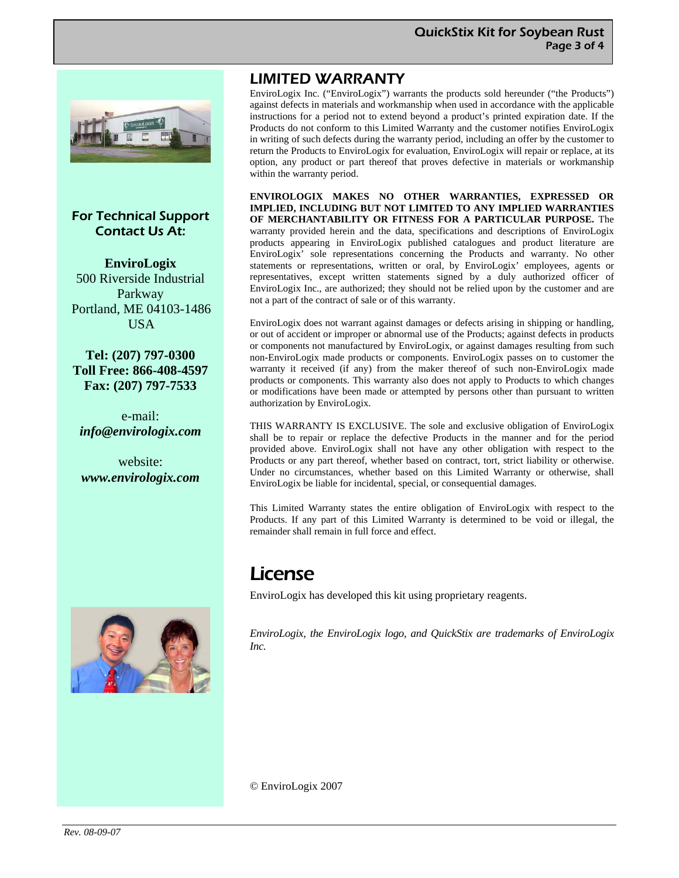## For Technical Support Contact Us At:

**EnviroLogix**
500 Riverside Industrial Parkway
Portland, ME 04103-1486
USA

**Tel: (207) 797-0300**
**Toll Free: 866-408-4597**
**Fax: (207) 797-7533**

e-mail:
***info@envirologix.com***

website:
***www.envirologix.com***

# LIMITED WARRANTY

EnviroLogix Inc. ("EnviroLogix") warrants the products sold hereunder ("the Products") against defects in materials and workmanship when used in accordance with the applicable instructions for a period not to extend beyond a product's printed expiration date. If the Products do not conform to this Limited Warranty and the customer notifies EnviroLogix in writing of such defects during the warranty period, including an offer by the customer to return the Products to EnviroLogix for evaluation, EnviroLogix will repair or replace, at its option, any product or part thereof that proves defective in materials or workmanship within the warranty period.

**ENVIROLOGIX MAKES NO OTHER WARRANTIES, EXPRESSED OR IMPLIED, INCLUDING BUT NOT LIMITED TO ANY IMPLIED WARRANTIES OF MERCHANTABILITY OR FITNESS FOR A PARTICULAR PURPOSE.** The warranty provided herein and the data, specifications and descriptions of EnviroLogix products appearing in EnviroLogix published catalogues and product literature are EnviroLogix' sole representations concerning the Products and warranty. No other statements or representations, written or oral, by EnviroLogix' employees, agents or representatives, except written statements signed by a duly authorized officer of EnviroLogix Inc., are authorized; they should not be relied upon by the customer and are not a part of the contract of sale or of this warranty.

EnviroLogix does not warrant against damages or defects arising in shipping or handling, or out of accident or improper or abnormal use of the Products; against defects in products or components not manufactured by EnviroLogix, or against damages resulting from such non-EnviroLogix made products or components. EnviroLogix passes on to customer the warranty it received (if any) from the maker thereof of such non-EnviroLogix made products or components. This warranty also does not apply to Products to which changes or modifications have been made or attempted by persons other than pursuant to written authorization by EnviroLogix.

THIS WARRANTY IS EXCLUSIVE. The sole and exclusive obligation of EnviroLogix shall be to repair or replace the defective Products in the manner and for the period provided above. EnviroLogix shall not have any other obligation with respect to the Products or any part thereof, whether based on contract, tort, strict liability or otherwise. Under no circumstances, whether based on this Limited Warranty or otherwise, shall EnviroLogix be liable for incidental, special, or consequential damages.

This Limited Warranty states the entire obligation of EnviroLogix with respect to the Products. If any part of this Limited Warranty is determined to be void or illegal, the remainder shall remain in full force and effect.

# License

EnviroLogix has developed this kit using proprietary reagents.

*EnviroLogix, the EnviroLogix logo, and QuickStix are trademarks of EnviroLogix Inc.*

© EnviroLogix 2007

*Rev. 08-09-07*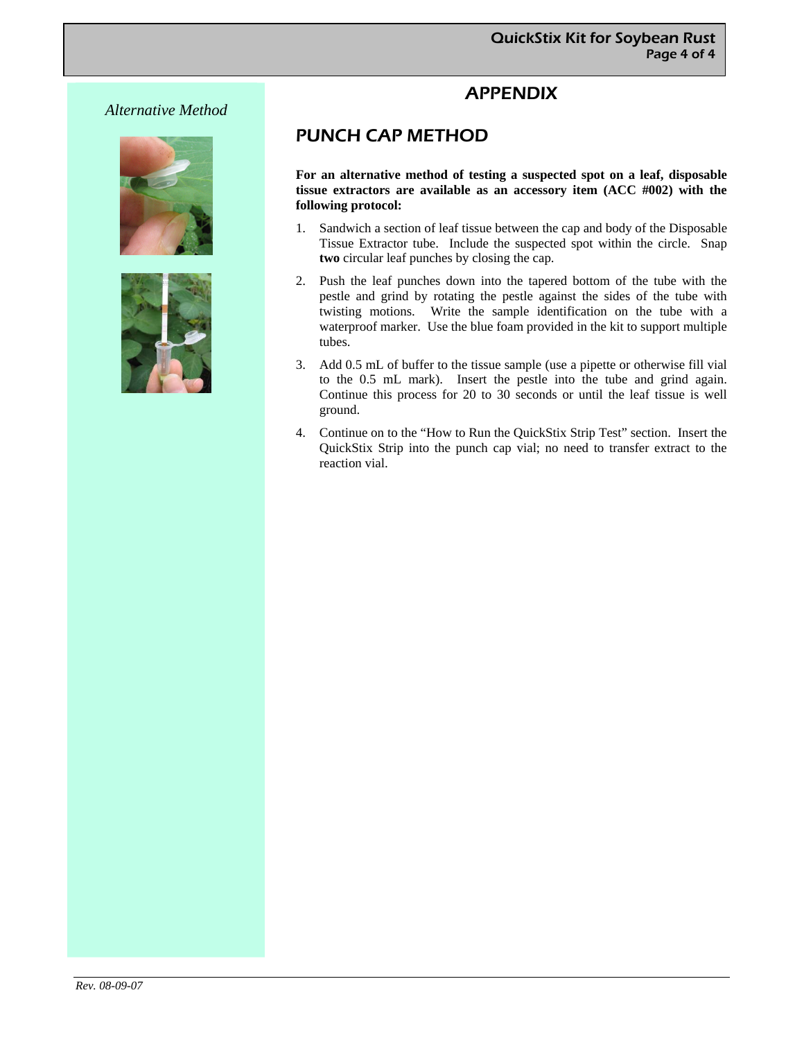*Alternative Method*

## APPENDIX

## PUNCH CAP METHOD

**For an alternative method of testing a suspected spot on a leaf, disposable tissue extractors are available as an accessory item (ACC #002) with the following protocol:**

1. Sandwich a section of leaf tissue between the cap and body of the Disposable Tissue Extractor tube. Include the suspected spot within the circle. Snap **two** circular leaf punches by closing the cap.
2. Push the leaf punches down into the tapered bottom of the tube with the pestle and grind by rotating the pestle against the sides of the tube with twisting motions. Write the sample identification on the tube with a waterproof marker. Use the blue foam provided in the kit to support multiple tubes.
3. Add 0.5 mL of buffer to the tissue sample (use a pipette or otherwise fill vial to the 0.5 mL mark). Insert the pestle into the tube and grind again. Continue this process for 20 to 30 seconds or until the leaf tissue is well ground.
4. Continue on to the "How to Run the QuickStix Strip Test" section. Insert the QuickStix Strip into the punch cap vial; no need to transfer extract to the reaction vial.

*Rev. 08-09-07*